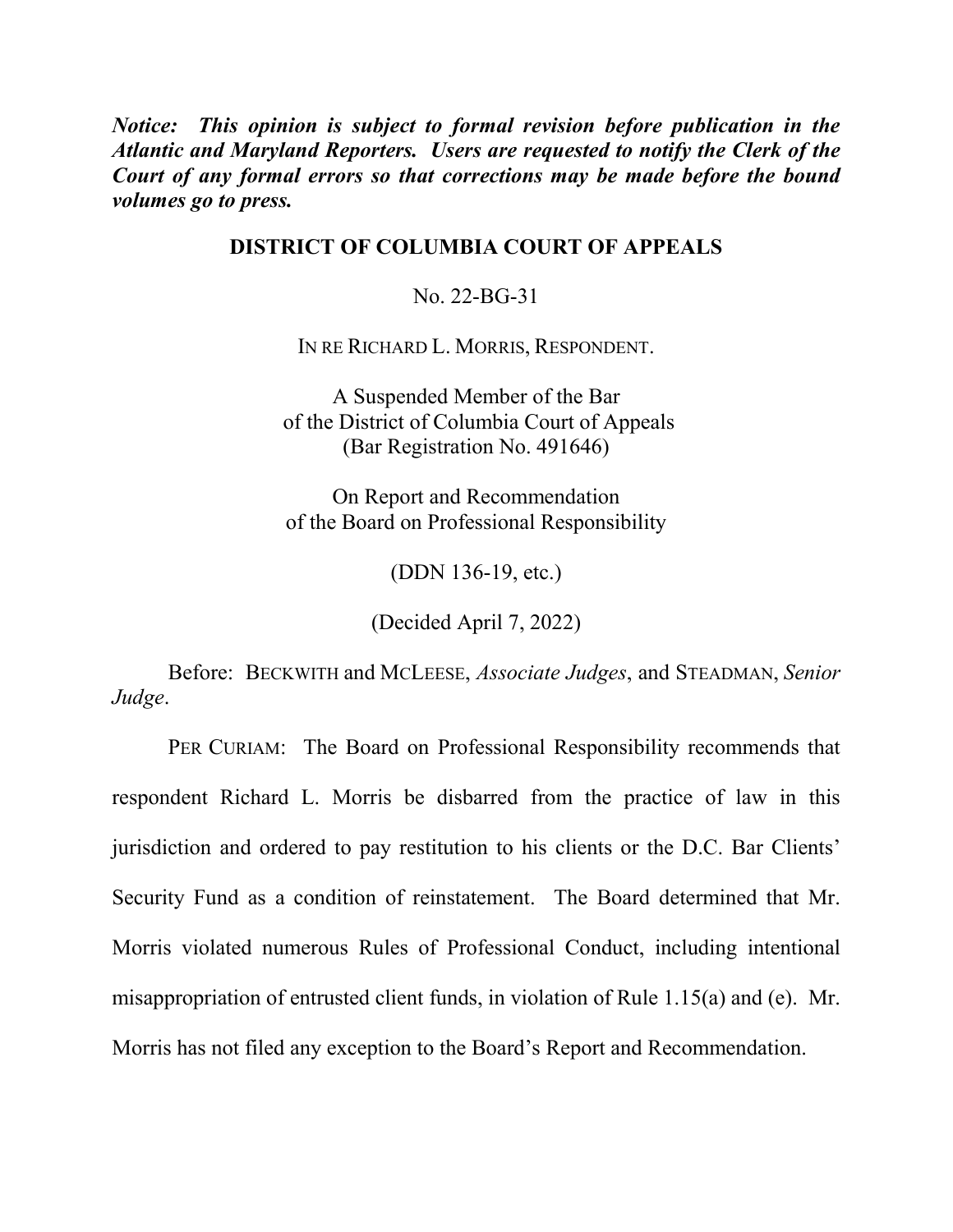***Notice: This opinion is subject to formal revision before publication in the Atlantic and Maryland Reporters. Users are requested to notify the Clerk of the Court of any formal errors so that corrections may be made before the bound volumes go to press.***

**DISTRICT OF COLUMBIA COURT OF APPEALS**

No. 22-BG-31

IN RE RICHARD L. MORRIS, RESPONDENT.

A Suspended Member of the Bar
of the District of Columbia Court of Appeals
(Bar Registration No. 491646)

On Report and Recommendation
of the Board on Professional Responsibility

(DDN 136-19, etc.)

(Decided April 7, 2022)

Before: BECKWITH and MCLEESE, *Associate Judges*, and STEADMAN, *Senior Judge*.

PER CURIAM: The Board on Professional Responsibility recommends that respondent Richard L. Morris be disbarred from the practice of law in this jurisdiction and ordered to pay restitution to his clients or the D.C. Bar Clients' Security Fund as a condition of reinstatement. The Board determined that Mr. Morris violated numerous Rules of Professional Conduct, including intentional misappropriation of entrusted client funds, in violation of Rule 1.15(a) and (e). Mr. Morris has not filed any exception to the Board's Report and Recommendation.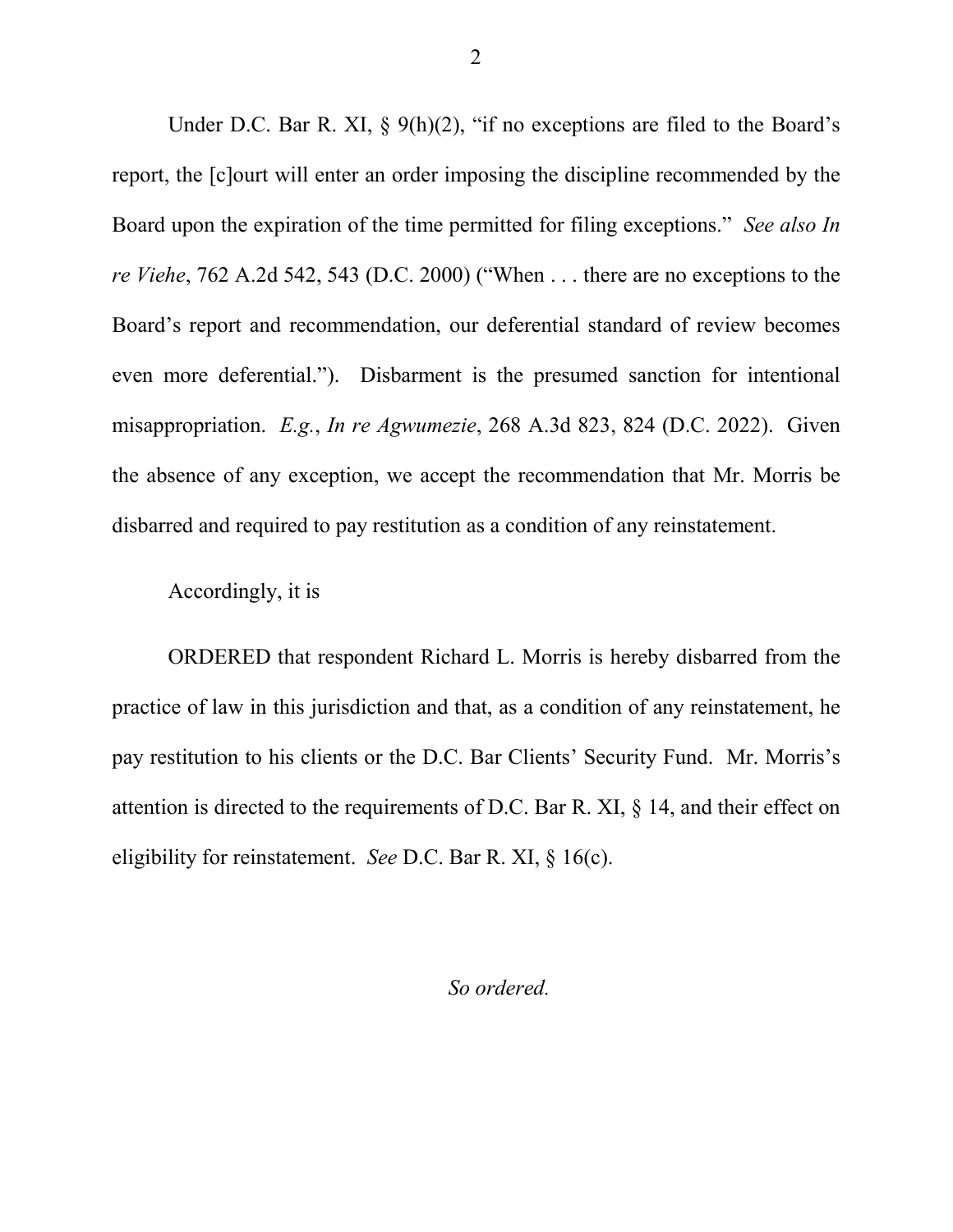Under D.C. Bar R. XI, § 9(h)(2), "if no exceptions are filed to the Board's report, the [c]ourt will enter an order imposing the discipline recommended by the Board upon the expiration of the time permitted for filing exceptions." *See also In re Viehe*, 762 A.2d 542, 543 (D.C. 2000) ("When . . . there are no exceptions to the Board's report and recommendation, our deferential standard of review becomes even more deferential."). Disbarment is the presumed sanction for intentional misappropriation. *E.g.*, *In re Agwumezie*, 268 A.3d 823, 824 (D.C. 2022). Given the absence of any exception, we accept the recommendation that Mr. Morris be disbarred and required to pay restitution as a condition of any reinstatement.

Accordingly, it is

ORDERED that respondent Richard L. Morris is hereby disbarred from the practice of law in this jurisdiction and that, as a condition of any reinstatement, he pay restitution to his clients or the D.C. Bar Clients' Security Fund. Mr. Morris's attention is directed to the requirements of D.C. Bar R. XI, § 14, and their effect on eligibility for reinstatement. *See* D.C. Bar R. XI, § 16(c).

*So ordered.*